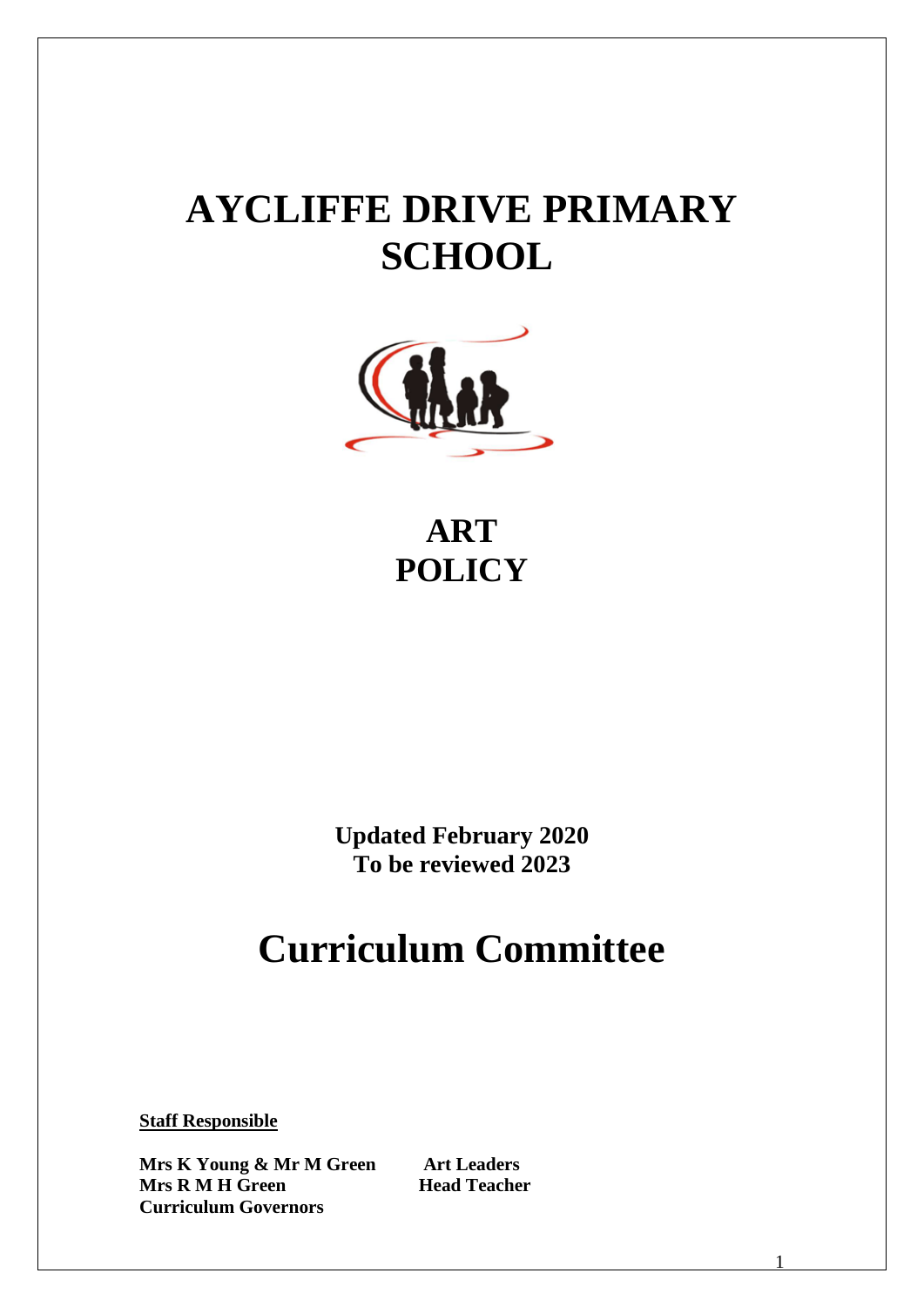# AYCLIFFE DRIVE PRIMARY SCHOOL

## ART POLICY

**Updated February 2020**
**To be reviewed 2023**

# Curriculum Committee

**Staff Responsible**

| | |
|---|---|
| **Mrs K Young & Mr M Green** | **Art Leaders** |
| **Mrs R M H Green** | **Head Teacher** |
| **Curriculum Governors** | |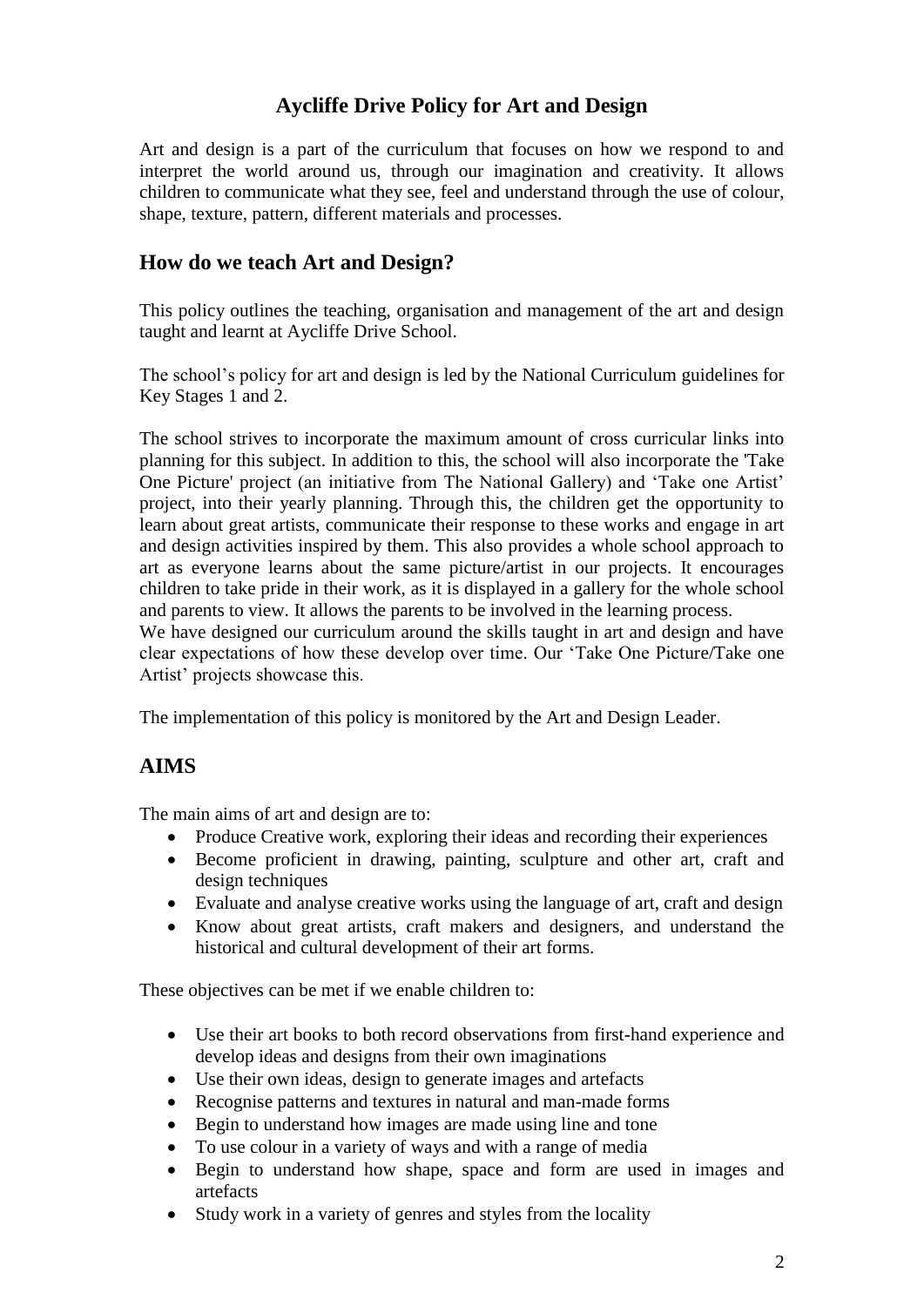# Aycliffe Drive Policy for Art and Design

Art and design is a part of the curriculum that focuses on how we respond to and interpret the world around us, through our imagination and creativity. It allows children to communicate what they see, feel and understand through the use of colour, shape, texture, pattern, different materials and processes.

## How do we teach Art and Design?

This policy outlines the teaching, organisation and management of the art and design taught and learnt at Aycliffe Drive School.

The school's policy for art and design is led by the National Curriculum guidelines for Key Stages 1 and 2.

The school strives to incorporate the maximum amount of cross curricular links into planning for this subject. In addition to this, the school will also incorporate the 'Take One Picture' project (an initiative from The National Gallery) and 'Take one Artist' project, into their yearly planning. Through this, the children get the opportunity to learn about great artists, communicate their response to these works and engage in art and design activities inspired by them. This also provides a whole school approach to art as everyone learns about the same picture/artist in our projects. It encourages children to take pride in their work, as it is displayed in a gallery for the whole school and parents to view. It allows the parents to be involved in the learning process.
We have designed our curriculum around the skills taught in art and design and have clear expectations of how these develop over time. Our 'Take One Picture/Take one Artist' projects showcase this.

The implementation of this policy is monitored by the Art and Design Leader.

## AIMS

The main aims of art and design are to:

- Produce Creative work, exploring their ideas and recording their experiences
- Become proficient in drawing, painting, sculpture and other art, craft and design techniques
- Evaluate and analyse creative works using the language of art, craft and design
- Know about great artists, craft makers and designers, and understand the historical and cultural development of their art forms.

These objectives can be met if we enable children to:

- Use their art books to both record observations from first-hand experience and develop ideas and designs from their own imaginations
- Use their own ideas, design to generate images and artefacts
- Recognise patterns and textures in natural and man-made forms
- Begin to understand how images are made using line and tone
- To use colour in a variety of ways and with a range of media
- Begin to understand how shape, space and form are used in images and artefacts
- Study work in a variety of genres and styles from the locality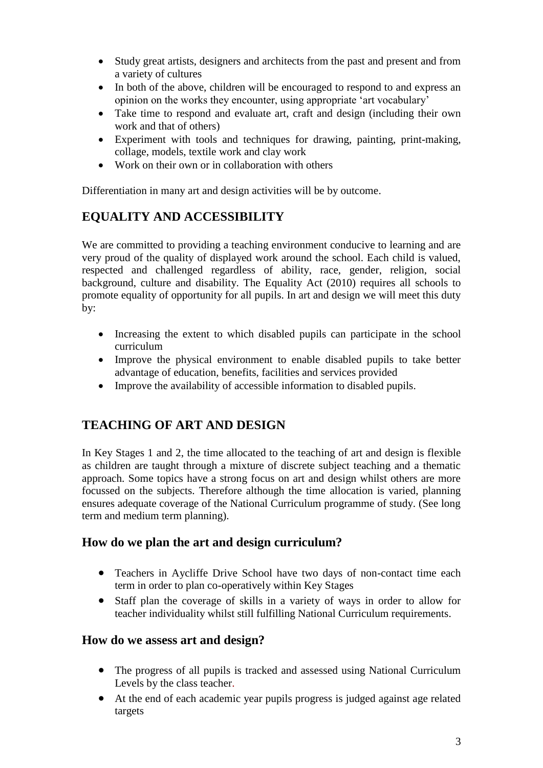- Study great artists, designers and architects from the past and present and from a variety of cultures
- In both of the above, children will be encouraged to respond to and express an opinion on the works they encounter, using appropriate 'art vocabulary'
- Take time to respond and evaluate art, craft and design (including their own work and that of others)
- Experiment with tools and techniques for drawing, painting, print-making, collage, models, textile work and clay work
- Work on their own or in collaboration with others

Differentiation in many art and design activities will be by outcome.

## EQUALITY AND ACCESSIBILITY

We are committed to providing a teaching environment conducive to learning and are very proud of the quality of displayed work around the school. Each child is valued, respected and challenged regardless of ability, race, gender, religion, social background, culture and disability. The Equality Act (2010) requires all schools to promote equality of opportunity for all pupils. In art and design we will meet this duty by:

- Increasing the extent to which disabled pupils can participate in the school curriculum
- Improve the physical environment to enable disabled pupils to take better advantage of education, benefits, facilities and services provided
- Improve the availability of accessible information to disabled pupils.

## TEACHING OF ART AND DESIGN

In Key Stages 1 and 2, the time allocated to the teaching of art and design is flexible as children are taught through a mixture of discrete subject teaching and a thematic approach. Some topics have a strong focus on art and design whilst others are more focussed on the subjects. Therefore although the time allocation is varied, planning ensures adequate coverage of the National Curriculum programme of study. (See long term and medium term planning).

### How do we plan the art and design curriculum?

- Teachers in Aycliffe Drive School have two days of non-contact time each term in order to plan co-operatively within Key Stages
- Staff plan the coverage of skills in a variety of ways in order to allow for teacher individuality whilst still fulfilling National Curriculum requirements.

### How do we assess art and design?

- The progress of all pupils is tracked and assessed using National Curriculum Levels by the class teacher.
- At the end of each academic year pupils progress is judged against age related targets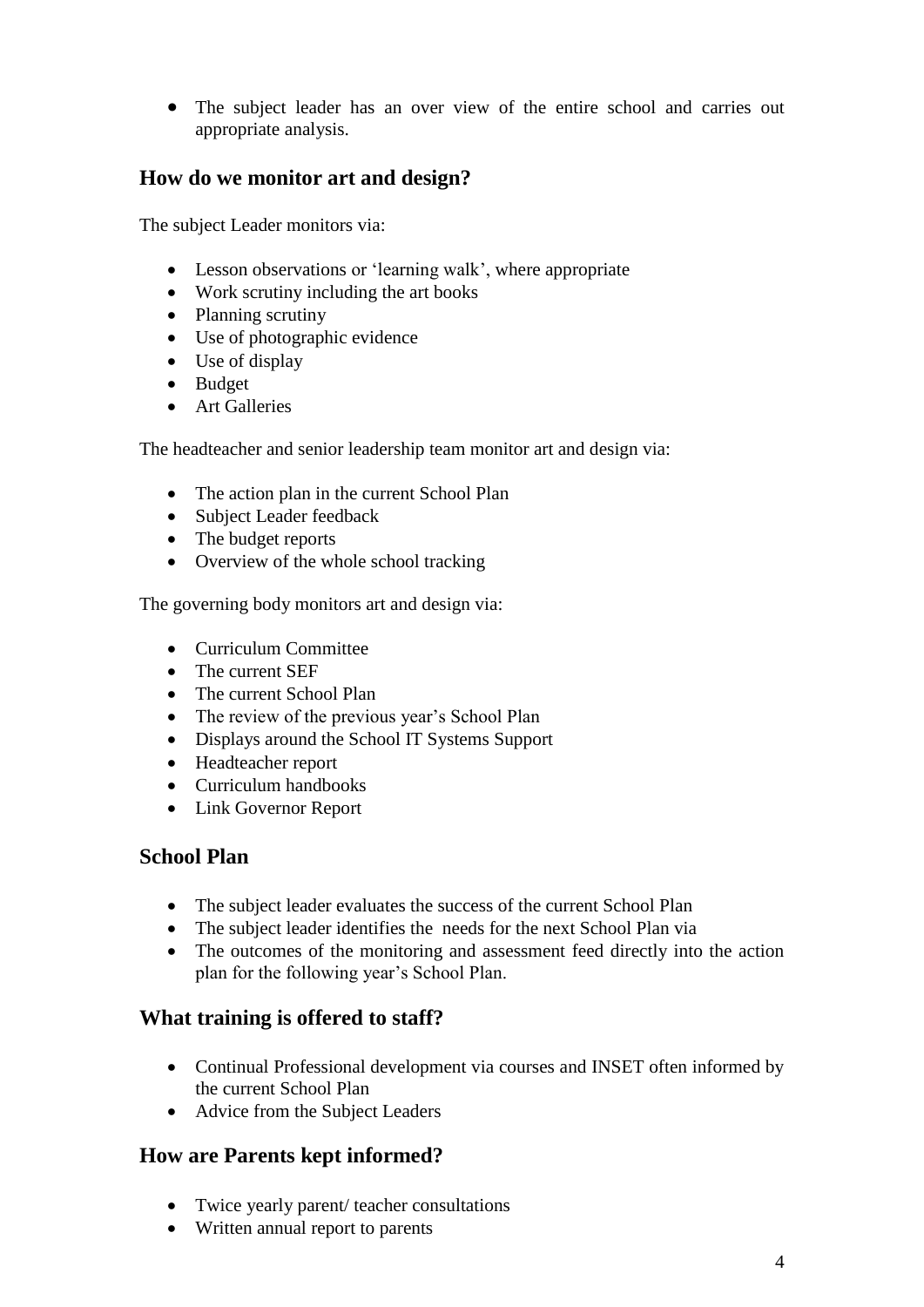- The subject leader has an over view of the entire school and carries out appropriate analysis.

## How do we monitor art and design?

The subject Leader monitors via:

- Lesson observations or 'learning walk', where appropriate
- Work scrutiny including the art books
- Planning scrutiny
- Use of photographic evidence
- Use of display
- Budget
- Art Galleries

The headteacher and senior leadership team monitor art and design via:

- The action plan in the current School Plan
- Subject Leader feedback
- The budget reports
- Overview of the whole school tracking

The governing body monitors art and design via:

- Curriculum Committee
- The current SEF
- The current School Plan
- The review of the previous year's School Plan
- Displays around the School IT Systems Support
- Headteacher report
- Curriculum handbooks
- Link Governor Report

## School Plan

- The subject leader evaluates the success of the current School Plan
- The subject leader identifies the needs for the next School Plan via
- The outcomes of the monitoring and assessment feed directly into the action plan for the following year's School Plan.

## What training is offered to staff?

- Continual Professional development via courses and INSET often informed by the current School Plan
- Advice from the Subject Leaders

## How are Parents kept informed?

- Twice yearly parent/ teacher consultations
- Written annual report to parents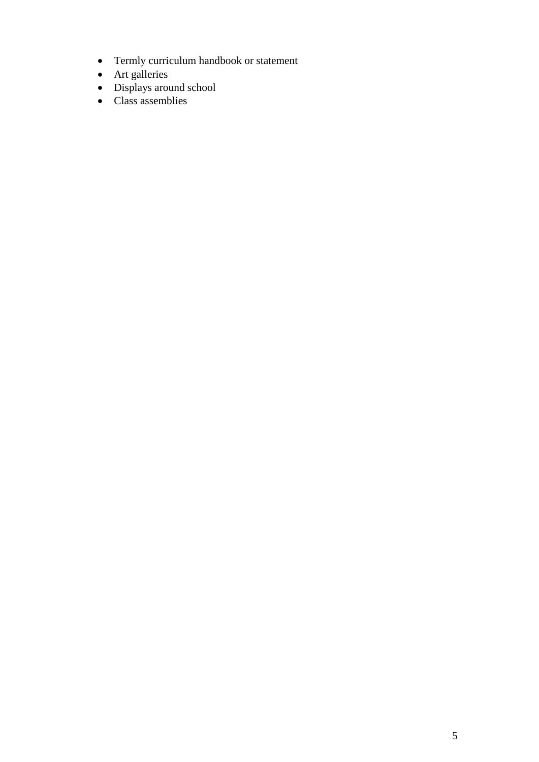- Termly curriculum handbook or statement
- Art galleries
- Displays around school
- Class assemblies